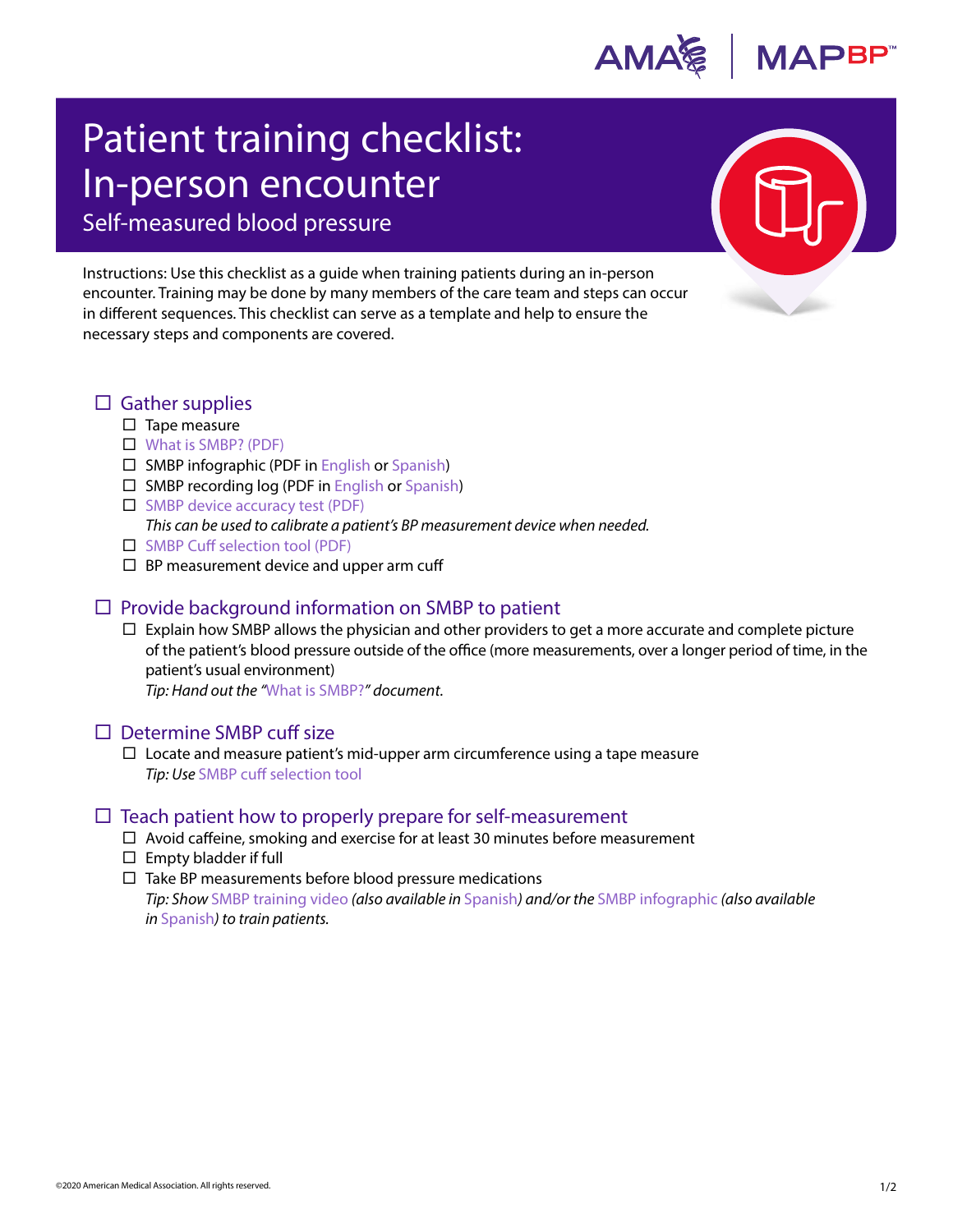# Patient training checklist: In-person encounter

## Self-measured blood pressure

Instructions: Use this checklist as a guide when training patients during an in-person encounter. Training may be done by many members of the care team and steps can occur in different sequences. This checklist can serve as a template and help to ensure the necessary steps and components are covered.

- ☐ Gather supplies
  - ☐ Tape measure
  - ☐ What is SMBP? (PDF)
  - ☐ SMBP infographic (PDF in English or Spanish)
  - ☐ SMBP recording log (PDF in English or Spanish)
  - ☐ SMBP device accuracy test (PDF)  
    *This can be used to calibrate a patient's BP measurement device when needed.*
  - ☐ SMBP Cuff selection tool (PDF)
  - ☐ BP measurement device and upper arm cuff

- ☐ Provide background information on SMBP to patient
  - ☐ Explain how SMBP allows the physician and other providers to get a more accurate and complete picture of the patient's blood pressure outside of the office (more measurements, over a longer period of time, in the patient's usual environment)  
    *Tip: Hand out the "What is SMBP?" document.*

- ☐ Determine SMBP cuff size
  - ☐ Locate and measure patient's mid-upper arm circumference using a tape measure  
    *Tip: Use SMBP cuff selection tool*

- ☐ Teach patient how to properly prepare for self-measurement
  - ☐ Avoid caffeine, smoking and exercise for at least 30 minutes before measurement
  - ☐ Empty bladder if full
  - ☐ Take BP measurements before blood pressure medications  
    *Tip: Show SMBP training video (also available in Spanish) and/or the SMBP infographic (also available in Spanish) to train patients.*

©2020 American Medical Association. All rights reserved.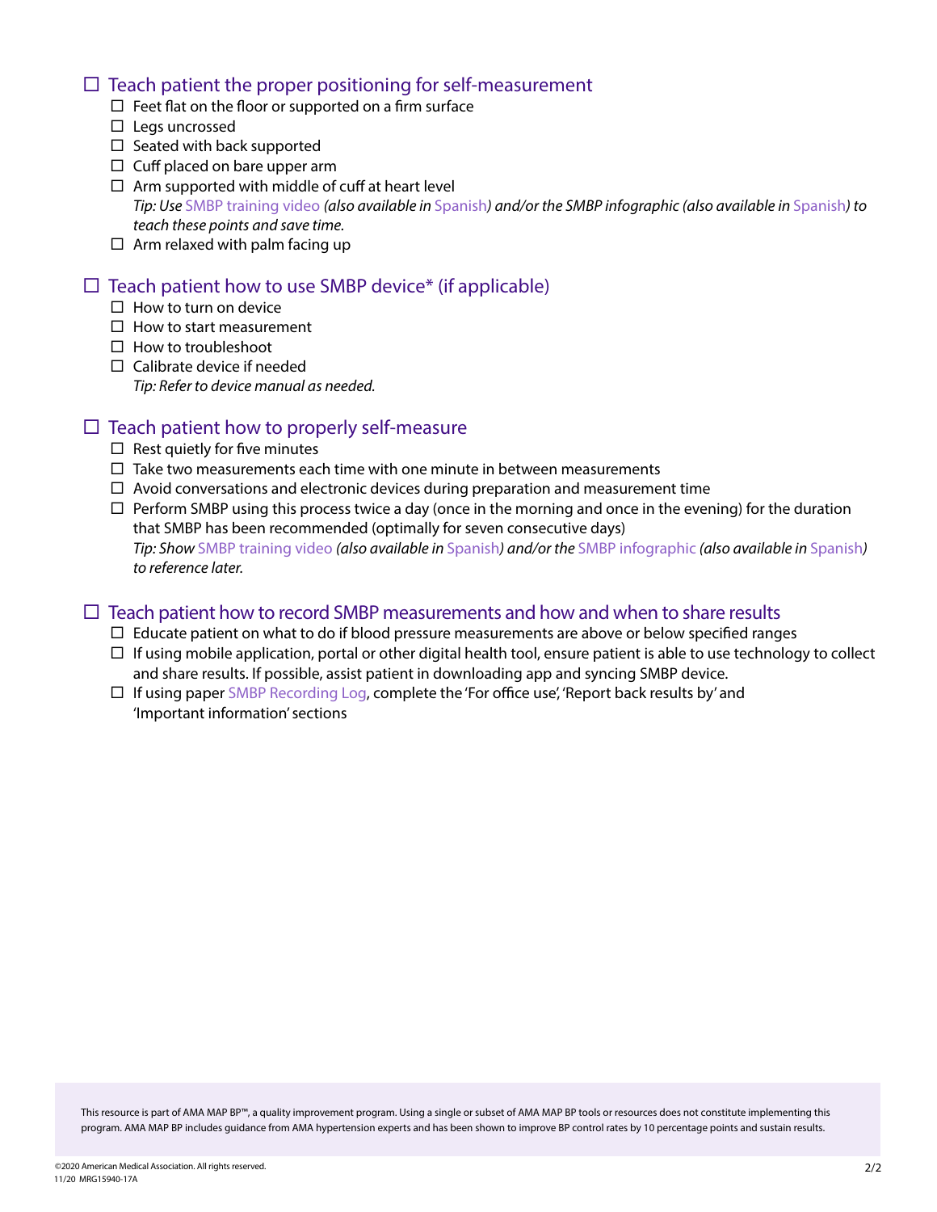- [ ] Teach patient the proper positioning for self-measurement
  - [ ] Feet flat on the floor or supported on a firm surface
  - [ ] Legs uncrossed
  - [ ] Seated with back supported
  - [ ] Cuff placed on bare upper arm
  - [ ] Arm supported with middle of cuff at heart level
    *Tip: Use SMBP training video (also available in Spanish) and/or the SMBP infographic (also available in Spanish) to teach these points and save time.*
  - [ ] Arm relaxed with palm facing up

- [ ] Teach patient how to use SMBP device* (if applicable)
  - [ ] How to turn on device
  - [ ] How to start measurement
  - [ ] How to troubleshoot
  - [ ] Calibrate device if needed
    *Tip: Refer to device manual as needed.*

- [ ] Teach patient how to properly self-measure
  - [ ] Rest quietly for five minutes
  - [ ] Take two measurements each time with one minute in between measurements
  - [ ] Avoid conversations and electronic devices during preparation and measurement time
  - [ ] Perform SMBP using this process twice a day (once in the morning and once in the evening) for the duration that SMBP has been recommended (optimally for seven consecutive days)
    *Tip: Show SMBP training video (also available in Spanish) and/or the SMBP infographic (also available in Spanish) to reference later.*

- [ ] Teach patient how to record SMBP measurements and how and when to share results
  - [ ] Educate patient on what to do if blood pressure measurements are above or below specified ranges
  - [ ] If using mobile application, portal or other digital health tool, ensure patient is able to use technology to collect and share results. If possible, assist patient in downloading app and syncing SMBP device.
  - [ ] If using paper SMBP Recording Log, complete the 'For office use', 'Report back results by' and 'Important information' sections

This resource is part of AMA MAP BP™, a quality improvement program. Using a single or subset of AMA MAP BP tools or resources does not constitute implementing this program. AMA MAP BP includes guidance from AMA hypertension experts and has been shown to improve BP control rates by 10 percentage points and sustain results.

©2020 American Medical Association. All rights reserved.
11/20 MRG15940-17A